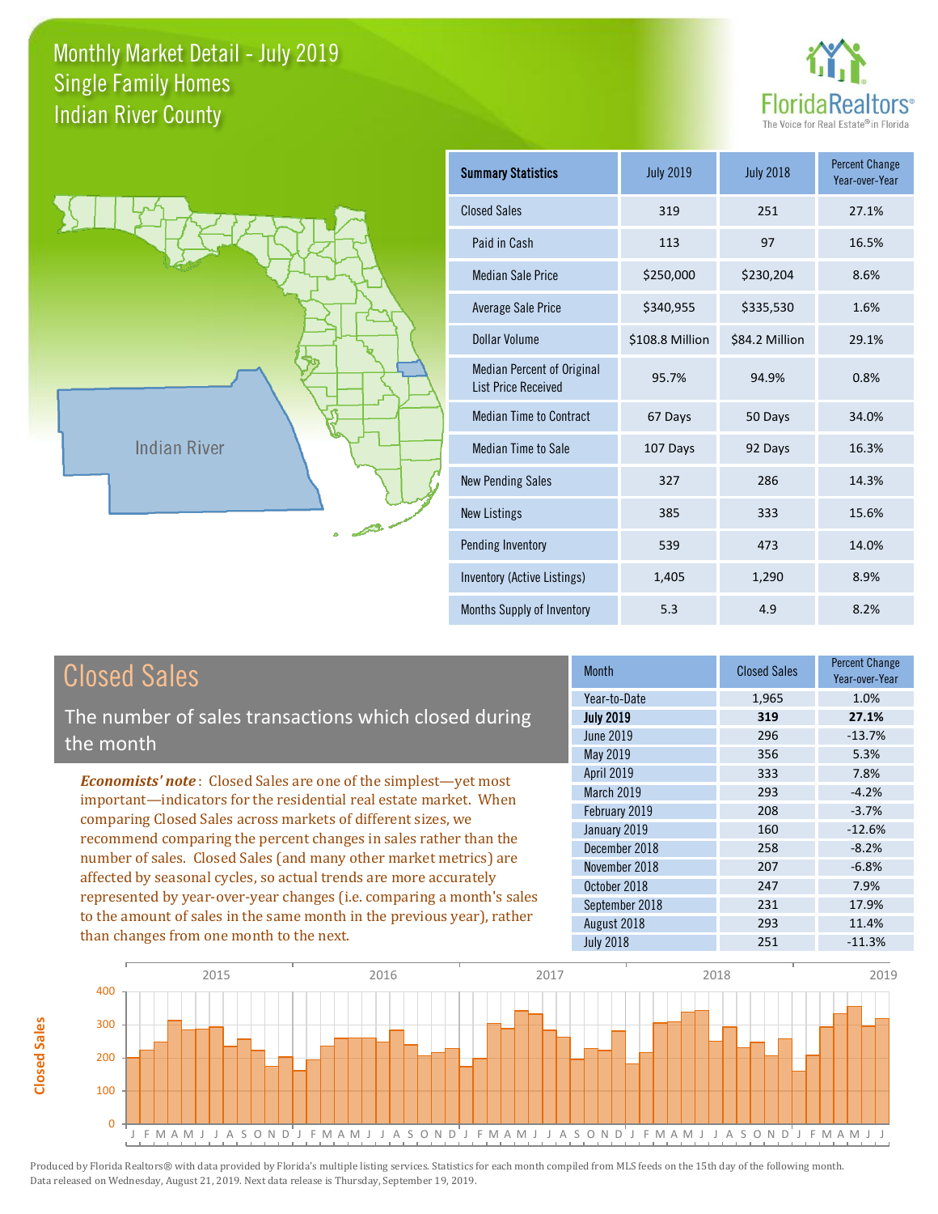# Monthly Market Detail - July 2019
## Single Family Homes
## Indian River County

FloridaRealtors® The Voice for Real Estate® in Florida

Indian River

| Summary Statistics | July 2019 | July 2018 | Percent Change Year-over-Year |
|---|---|---|---|
| Closed Sales | 319 | 251 | 27.1% |
| Paid in Cash | 113 | 97 | 16.5% |
| Median Sale Price | $250,000 | $230,204 | 8.6% |
| Average Sale Price | $340,955 | $335,530 | 1.6% |
| Dollar Volume | $108.8 Million | $84.2 Million | 29.1% |
| Median Percent of Original List Price Received | 95.7% | 94.9% | 0.8% |
| Median Time to Contract | 67 Days | 50 Days | 34.0% |
| Median Time to Sale | 107 Days | 92 Days | 16.3% |
| New Pending Sales | 327 | 286 | 14.3% |
| New Listings | 385 | 333 | 15.6% |
| Pending Inventory | 539 | 473 | 14.0% |
| Inventory (Active Listings) | 1,405 | 1,290 | 8.9% |
| Months Supply of Inventory | 5.3 | 4.9 | 8.2% |

## Closed Sales

The number of sales transactions which closed during the month

***Economists' note***: Closed Sales are one of the simplest—yet most important—indicators for the residential real estate market. When comparing Closed Sales across markets of different sizes, we recommend comparing the percent changes in sales rather than the number of sales. Closed Sales (and many other market metrics) are affected by seasonal cycles, so actual trends are more accurately represented by year-over-year changes (i.e. comparing a month's sales to the amount of sales in the same month in the previous year), rather than changes from one month to the next.

| Month | Closed Sales | Percent Change Year-over-Year |
|---|---|---|
| Year-to-Date | 1,965 | 1.0% |
| **July 2019** | **319** | **27.1%** |
| June 2019 | 296 | -13.7% |
| May 2019 | 356 | 5.3% |
| April 2019 | 333 | 7.8% |
| March 2019 | 293 | -4.2% |
| February 2019 | 208 | -3.7% |
| January 2019 | 160 | -12.6% |
| December 2018 | 258 | -8.2% |
| November 2018 | 207 | -6.8% |
| October 2018 | 247 | 7.9% |
| September 2018 | 231 | 17.9% |
| August 2018 | 293 | 11.4% |
| July 2018 | 251 | -11.3% |

Produced by Florida Realtors® with data provided by Florida's multiple listing services. Statistics for each month compiled from MLS feeds on the 15th day of the following month. Data released on Wednesday, August 21, 2019. Next data release is Thursday, September 19, 2019.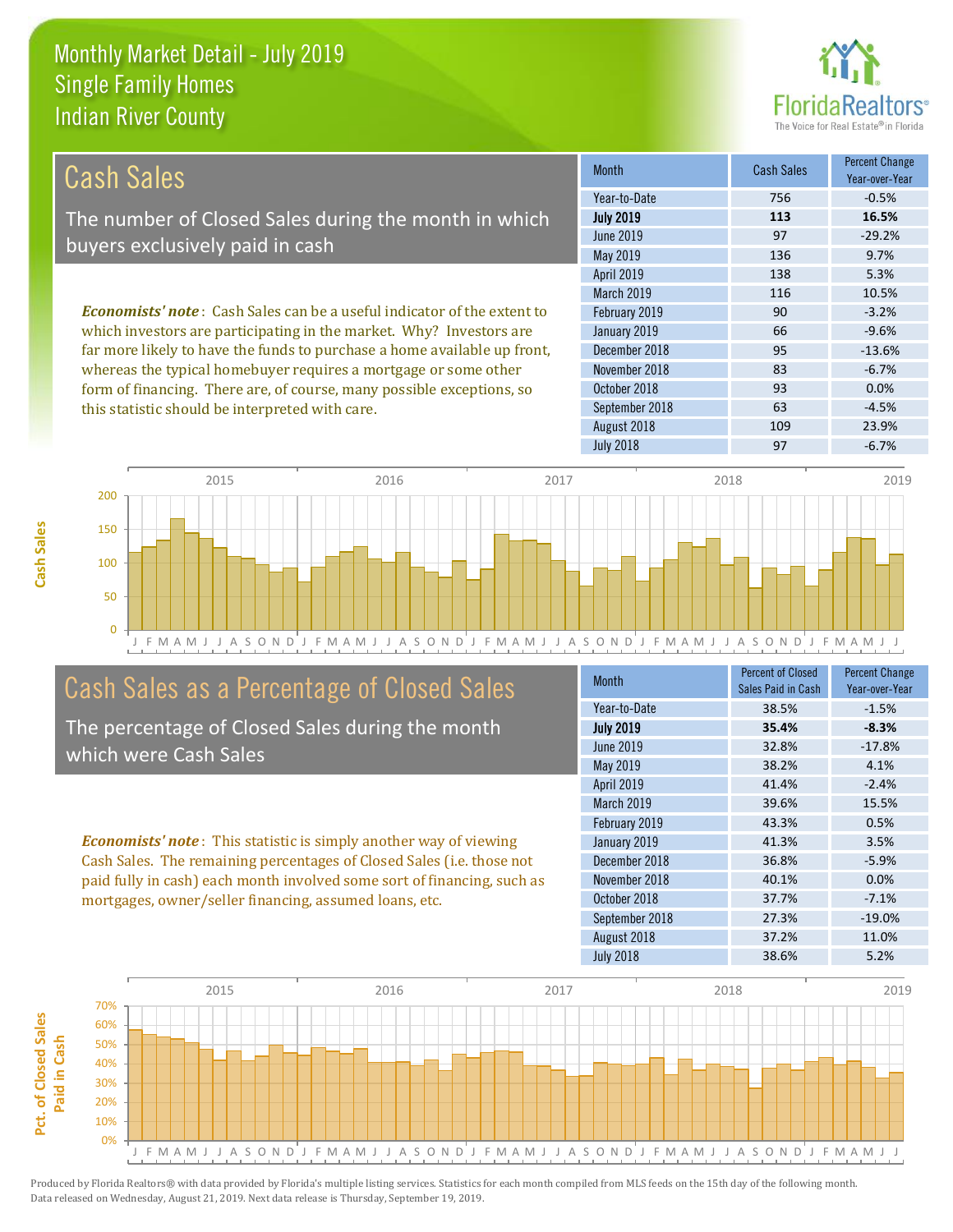# Monthly Market Detail - July 2019
## Single Family Homes
## Indian River County

## Cash Sales

The number of Closed Sales during the month in which buyers exclusively paid in cash

***Economists' note***: Cash Sales can be a useful indicator of the extent to which investors are participating in the market. Why? Investors are far more likely to have the funds to purchase a home available up front, whereas the typical homebuyer requires a mortgage or some other form of financing. There are, of course, many possible exceptions, so this statistic should be interpreted with care.

| Month | Cash Sales | Percent Change Year-over-Year |
|---|---|---|
| Year-to-Date | 756 | -0.5% |
| **July 2019** | **113** | **16.5%** |
| June 2019 | 97 | -29.2% |
| May 2019 | 136 | 9.7% |
| April 2019 | 138 | 5.3% |
| March 2019 | 116 | 10.5% |
| February 2019 | 90 | -3.2% |
| January 2019 | 66 | -9.6% |
| December 2018 | 95 | -13.6% |
| November 2018 | 83 | -6.7% |
| October 2018 | 93 | 0.0% |
| September 2018 | 63 | -4.5% |
| August 2018 | 109 | 23.9% |
| July 2018 | 97 | -6.7% |

## Cash Sales as a Percentage of Closed Sales

The percentage of Closed Sales during the month which were Cash Sales

***Economists' note***: This statistic is simply another way of viewing Cash Sales. The remaining percentages of Closed Sales (i.e. those not paid fully in cash) each month involved some sort of financing, such as mortgages, owner/seller financing, assumed loans, etc.

| Month | Percent of Closed Sales Paid in Cash | Percent Change Year-over-Year |
|---|---|---|
| Year-to-Date | 38.5% | -1.5% |
| **July 2019** | **35.4%** | **-8.3%** |
| June 2019 | 32.8% | -17.8% |
| May 2019 | 38.2% | 4.1% |
| April 2019 | 41.4% | -2.4% |
| March 2019 | 39.6% | 15.5% |
| February 2019 | 43.3% | 0.5% |
| January 2019 | 41.3% | 3.5% |
| December 2018 | 36.8% | -5.9% |
| November 2018 | 40.1% | 0.0% |
| October 2018 | 37.7% | -7.1% |
| September 2018 | 27.3% | -19.0% |
| August 2018 | 37.2% | 11.0% |
| July 2018 | 38.6% | 5.2% |

Produced by Florida Realtors® with data provided by Florida's multiple listing services. Statistics for each month compiled from MLS feeds on the 15th day of the following month. Data released on Wednesday, August 21, 2019. Next data release is Thursday, September 19, 2019.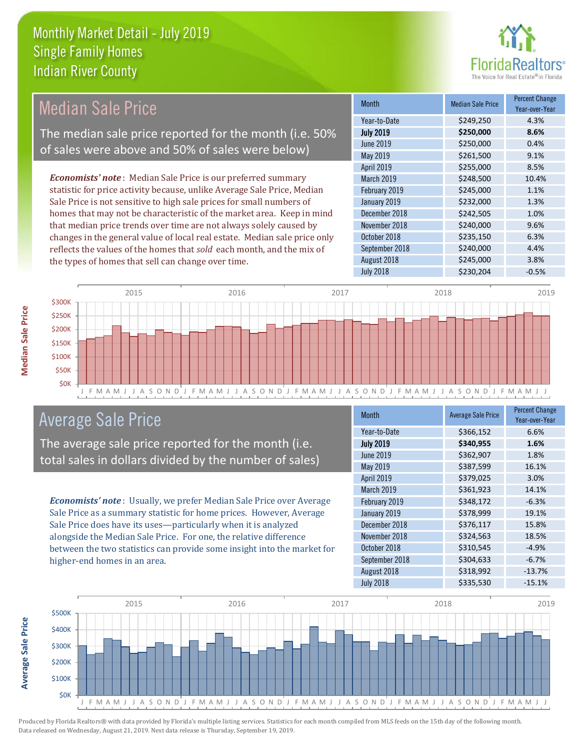# Monthly Market Detail - July 2019
## Single Family Homes
## Indian River County

## Median Sale Price

The median sale price reported for the month (i.e. 50% of sales were above and 50% of sales were below)

***Economists' note***: Median Sale Price is our preferred summary statistic for price activity because, unlike Average Sale Price, Median Sale Price is not sensitive to high sale prices for small numbers of homes that may not be characteristic of the market area. Keep in mind that median price trends over time are not always solely caused by changes in the general value of local real estate. Median sale price only reflects the values of the homes that *sold* each month, and the mix of the types of homes that sell can change over time.

| Month | Median Sale Price | Percent Change Year-over-Year |
|---|---|---|
| Year-to-Date | $249,250 | 4.3% |
| **July 2019** | **$250,000** | **8.6%** |
| June 2019 | $250,000 | 0.4% |
| May 2019 | $261,500 | 9.1% |
| April 2019 | $255,000 | 8.5% |
| March 2019 | $248,500 | 10.4% |
| February 2019 | $245,000 | 1.1% |
| January 2019 | $232,000 | 1.3% |
| December 2018 | $242,505 | 1.0% |
| November 2018 | $240,000 | 9.6% |
| October 2018 | $235,150 | 6.3% |
| September 2018 | $240,000 | 4.4% |
| August 2018 | $245,000 | 3.8% |
| July 2018 | $230,204 | -0.5% |

## Average Sale Price

The average sale price reported for the month (i.e. total sales in dollars divided by the number of sales)

***Economists' note***: Usually, we prefer Median Sale Price over Average Sale Price as a summary statistic for home prices. However, Average Sale Price does have its uses—particularly when it is analyzed alongside the Median Sale Price. For one, the relative difference between the two statistics can provide some insight into the market for higher-end homes in an area.

| Month | Average Sale Price | Percent Change Year-over-Year |
|---|---|---|
| Year-to-Date | $366,152 | 6.6% |
| **July 2019** | **$340,955** | **1.6%** |
| June 2019 | $362,907 | 1.8% |
| May 2019 | $387,599 | 16.1% |
| April 2019 | $379,025 | 3.0% |
| March 2019 | $361,923 | 14.1% |
| February 2019 | $348,172 | -6.3% |
| January 2019 | $378,999 | 19.1% |
| December 2018 | $376,117 | 15.8% |
| November 2018 | $324,563 | 18.5% |
| October 2018 | $310,545 | -4.9% |
| September 2018 | $304,633 | -6.7% |
| August 2018 | $318,992 | -13.7% |
| July 2018 | $335,530 | -15.1% |

Produced by Florida Realtors® with data provided by Florida's multiple listing services. Statistics for each month compiled from MLS feeds on the 15th day of the following month. Data released on Wednesday, August 21, 2019. Next data release is Thursday, September 19, 2019.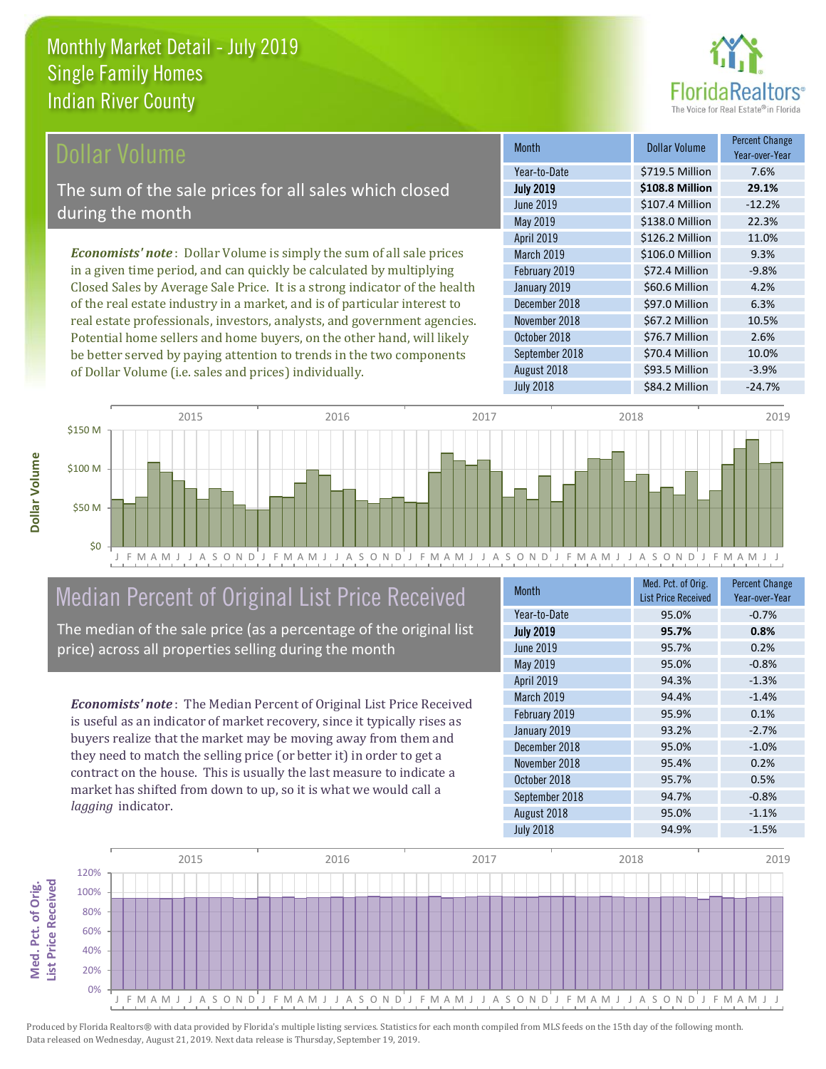# Monthly Market Detail - July 2019
## Single Family Homes
## Indian River County

## Dollar Volume

The sum of the sale prices for all sales which closed during the month

*Economists' note*: Dollar Volume is simply the sum of all sale prices in a given time period, and can quickly be calculated by multiplying Closed Sales by Average Sale Price. It is a strong indicator of the health of the real estate industry in a market, and is of particular interest to real estate professionals, investors, analysts, and government agencies. Potential home sellers and home buyers, on the other hand, will likely be better served by paying attention to trends in the two components of Dollar Volume (i.e. sales and prices) individually.

| Month | Dollar Volume | Percent Change Year-over-Year |
|---|---|---|
| Year-to-Date | $719.5 Million | 7.6% |
| **July 2019** | **$108.8 Million** | **29.1%** |
| June 2019 | $107.4 Million | -12.2% |
| May 2019 | $138.0 Million | 22.3% |
| April 2019 | $126.2 Million | 11.0% |
| March 2019 | $106.0 Million | 9.3% |
| February 2019 | $72.4 Million | -9.8% |
| January 2019 | $60.6 Million | 4.2% |
| December 2018 | $97.0 Million | 6.3% |
| November 2018 | $67.2 Million | 10.5% |
| October 2018 | $76.7 Million | 2.6% |
| September 2018 | $70.4 Million | 10.0% |
| August 2018 | $93.5 Million | -3.9% |
| July 2018 | $84.2 Million | -24.7% |

## Median Percent of Original List Price Received

The median of the sale price (as a percentage of the original list price) across all properties selling during the month

*Economists' note*: The Median Percent of Original List Price Received is useful as an indicator of market recovery, since it typically rises as buyers realize that the market may be moving away from them and they need to match the selling price (or better it) in order to get a contract on the house. This is usually the last measure to indicate a market has shifted from down to up, so it is what we would call a *lagging* indicator.

| Month | Med. Pct. of Orig. List Price Received | Percent Change Year-over-Year |
|---|---|---|
| Year-to-Date | 95.0% | -0.7% |
| **July 2019** | **95.7%** | **0.8%** |
| June 2019 | 95.7% | 0.2% |
| May 2019 | 95.0% | -0.8% |
| April 2019 | 94.3% | -1.3% |
| March 2019 | 94.4% | -1.4% |
| February 2019 | 95.9% | 0.1% |
| January 2019 | 93.2% | -2.7% |
| December 2018 | 95.0% | -1.0% |
| November 2018 | 95.4% | 0.2% |
| October 2018 | 95.7% | 0.5% |
| September 2018 | 94.7% | -0.8% |
| August 2018 | 95.0% | -1.1% |
| July 2018 | 94.9% | -1.5% |

Produced by Florida Realtors® with data provided by Florida's multiple listing services. Statistics for each month compiled from MLS feeds on the 15th day of the following month. Data released on Wednesday, August 21, 2019. Next data release is Thursday, September 19, 2019.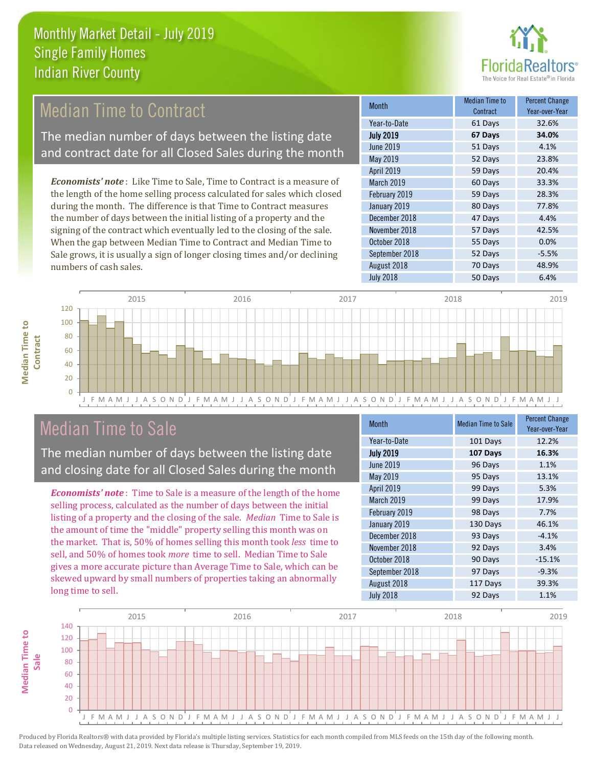# Monthly Market Detail - July 2019
## Single Family Homes
## Indian River County

## Median Time to Contract

The median number of days between the listing date and contract date for all Closed Sales during the month

*Economists' note*: Like Time to Sale, Time to Contract is a measure of the length of the home selling process calculated for sales which closed during the month. The difference is that Time to Contract measures the number of days between the initial listing of a property and the signing of the contract which eventually led to the closing of the sale. When the gap between Median Time to Contract and Median Time to Sale grows, it is usually a sign of longer closing times and/or declining numbers of cash sales.

| Month | Median Time to Contract | Percent Change Year-over-Year |
|---|---|---|
| Year-to-Date | 61 Days | 32.6% |
| **July 2019** | **67 Days** | **34.0%** |
| June 2019 | 51 Days | 4.1% |
| May 2019 | 52 Days | 23.8% |
| April 2019 | 59 Days | 20.4% |
| March 2019 | 60 Days | 33.3% |
| February 2019 | 59 Days | 28.3% |
| January 2019 | 80 Days | 77.8% |
| December 2018 | 47 Days | 4.4% |
| November 2018 | 57 Days | 42.5% |
| October 2018 | 55 Days | 0.0% |
| September 2018 | 52 Days | -5.5% |
| August 2018 | 70 Days | 48.9% |
| July 2018 | 50 Days | 6.4% |

## Median Time to Sale

The median number of days between the listing date and closing date for all Closed Sales during the month

*Economists' note*: Time to Sale is a measure of the length of the home selling process, calculated as the number of days between the initial listing of a property and the closing of the sale. *Median* Time to Sale is the amount of time the "middle" property selling this month was on the market. That is, 50% of homes selling this month took *less* time to sell, and 50% of homes took *more* time to sell. Median Time to Sale gives a more accurate picture than Average Time to Sale, which can be skewed upward by small numbers of properties taking an abnormally long time to sell.

| Month | Median Time to Sale | Percent Change Year-over-Year |
|---|---|---|
| Year-to-Date | 101 Days | 12.2% |
| **July 2019** | **107 Days** | **16.3%** |
| June 2019 | 96 Days | 1.1% |
| May 2019 | 95 Days | 13.1% |
| April 2019 | 99 Days | 5.3% |
| March 2019 | 99 Days | 17.9% |
| February 2019 | 98 Days | 7.7% |
| January 2019 | 130 Days | 46.1% |
| December 2018 | 93 Days | -4.1% |
| November 2018 | 92 Days | 3.4% |
| October 2018 | 90 Days | -15.1% |
| September 2018 | 97 Days | -9.3% |
| August 2018 | 117 Days | 39.3% |
| July 2018 | 92 Days | 1.1% |

Produced by Florida Realtors® with data provided by Florida's multiple listing services. Statistics for each month compiled from MLS feeds on the 15th day of the following month. Data released on Wednesday, August 21, 2019. Next data release is Thursday, September 19, 2019.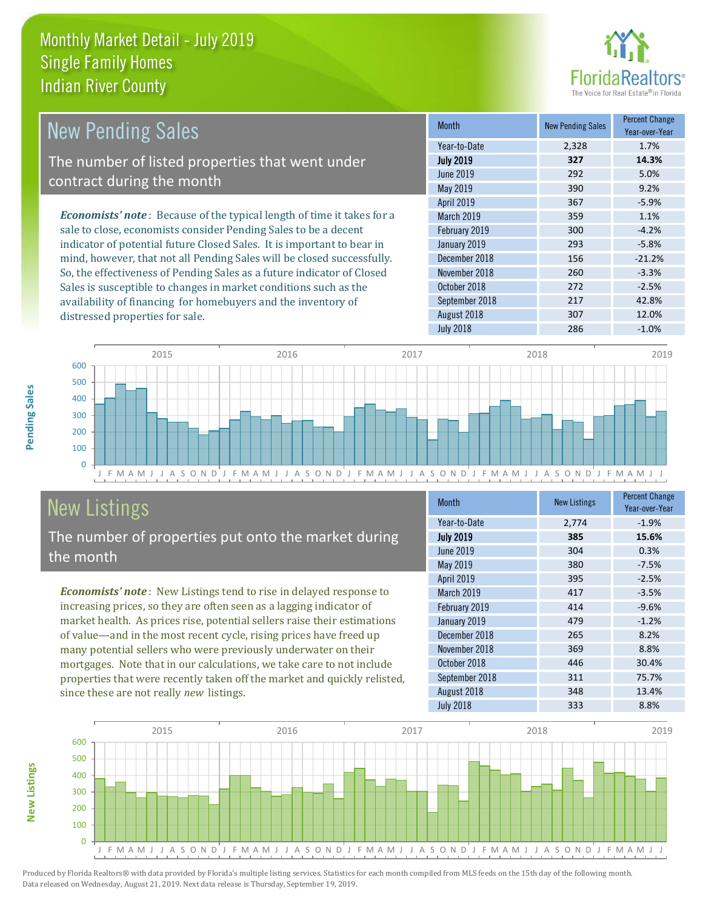# Monthly Market Detail - July 2019
## Single Family Homes
## Indian River County

## New Pending Sales

The number of listed properties that went under contract during the month

*Economists' note*: Because of the typical length of time it takes for a sale to close, economists consider Pending Sales to be a decent indicator of potential future Closed Sales. It is important to bear in mind, however, that not all Pending Sales will be closed successfully. So, the effectiveness of Pending Sales as a future indicator of Closed Sales is susceptible to changes in market conditions such as the availability of financing for homebuyers and the inventory of distressed properties for sale.

| Month | New Pending Sales | Percent Change Year-over-Year |
|---|---|---|
| Year-to-Date | 2,328 | 1.7% |
| **July 2019** | **327** | **14.3%** |
| June 2019 | 292 | 5.0% |
| May 2019 | 390 | 9.2% |
| April 2019 | 367 | -5.9% |
| March 2019 | 359 | 1.1% |
| February 2019 | 300 | -4.2% |
| January 2019 | 293 | -5.8% |
| December 2018 | 156 | -21.2% |
| November 2018 | 260 | -3.3% |
| October 2018 | 272 | -2.5% |
| September 2018 | 217 | 42.8% |
| August 2018 | 307 | 12.0% |
| July 2018 | 286 | -1.0% |

## New Listings

The number of properties put onto the market during the month

*Economists' note*: New Listings tend to rise in delayed response to increasing prices, so they are often seen as a lagging indicator of market health. As prices rise, potential sellers raise their estimations of value—and in the most recent cycle, rising prices have freed up many potential sellers who were previously underwater on their mortgages. Note that in our calculations, we take care to not include properties that were recently taken off the market and quickly relisted, since these are not really *new* listings.

| Month | New Listings | Percent Change Year-over-Year |
|---|---|---|
| Year-to-Date | 2,774 | -1.9% |
| **July 2019** | **385** | **15.6%** |
| June 2019 | 304 | 0.3% |
| May 2019 | 380 | -7.5% |
| April 2019 | 395 | -2.5% |
| March 2019 | 417 | -3.5% |
| February 2019 | 414 | -9.6% |
| January 2019 | 479 | -1.2% |
| December 2018 | 265 | 8.2% |
| November 2018 | 369 | 8.8% |
| October 2018 | 446 | 30.4% |
| September 2018 | 311 | 75.7% |
| August 2018 | 348 | 13.4% |
| July 2018 | 333 | 8.8% |

Produced by Florida Realtors® with data provided by Florida's multiple listing services. Statistics for each month compiled from MLS feeds on the 15th day of the following month. Data released on Wednesday, August 21, 2019. Next data release is Thursday, September 19, 2019.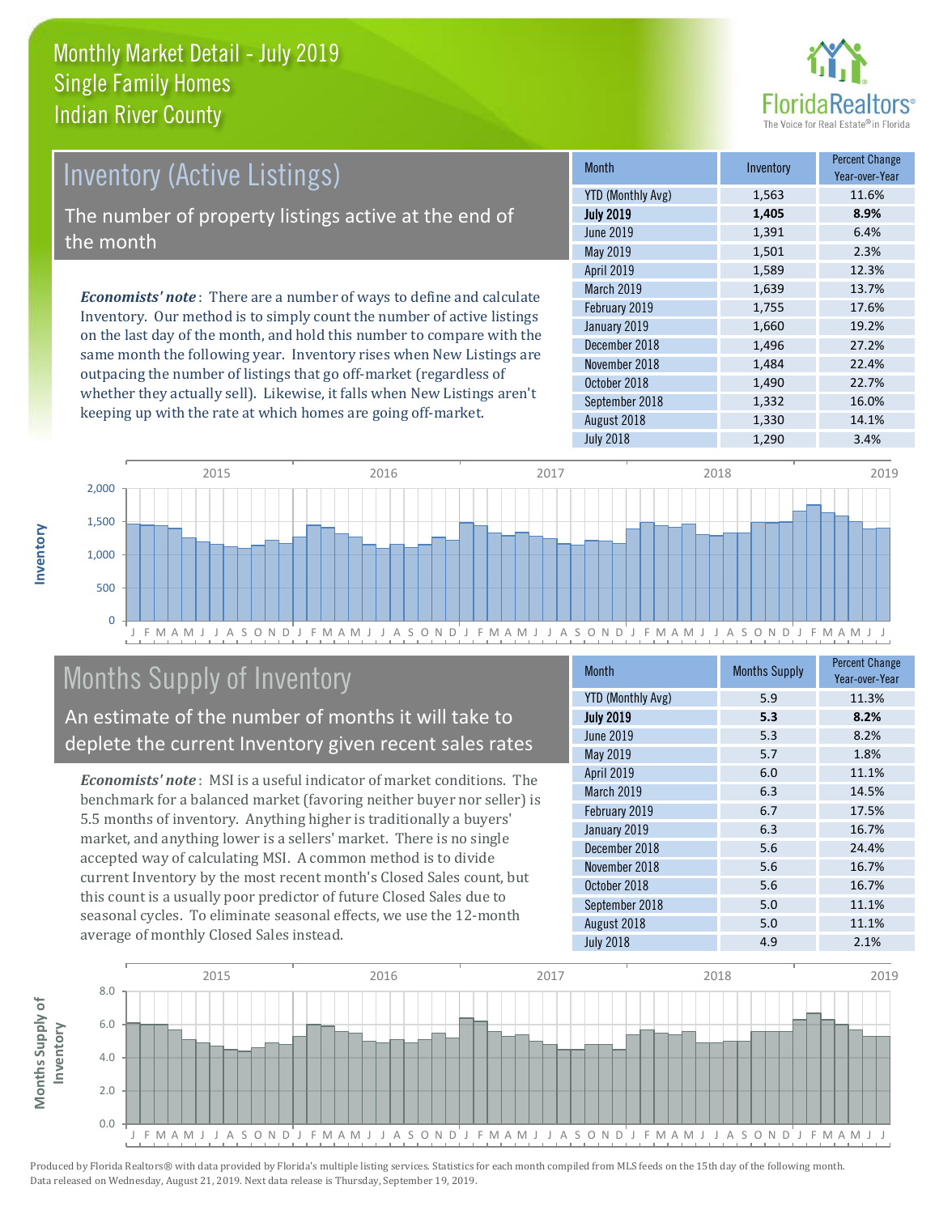# Monthly Market Detail - July 2019
## Single Family Homes
## Indian River County

## Inventory (Active Listings)

The number of property listings active at the end of the month

***Economists' note***: There are a number of ways to define and calculate Inventory. Our method is to simply count the number of active listings on the last day of the month, and hold this number to compare with the same month the following year. Inventory rises when New Listings are outpacing the number of listings that go off-market (regardless of whether they actually sell). Likewise, it falls when New Listings aren't keeping up with the rate at which homes are going off-market.

| Month | Inventory | Percent Change Year-over-Year |
|---|---|---|
| YTD (Monthly Avg) | 1,563 | 11.6% |
| **July 2019** | **1,405** | **8.9%** |
| June 2019 | 1,391 | 6.4% |
| May 2019 | 1,501 | 2.3% |
| April 2019 | 1,589 | 12.3% |
| March 2019 | 1,639 | 13.7% |
| February 2019 | 1,755 | 17.6% |
| January 2019 | 1,660 | 19.2% |
| December 2018 | 1,496 | 27.2% |
| November 2018 | 1,484 | 22.4% |
| October 2018 | 1,490 | 22.7% |
| September 2018 | 1,332 | 16.0% |
| August 2018 | 1,330 | 14.1% |
| July 2018 | 1,290 | 3.4% |

## Months Supply of Inventory

An estimate of the number of months it will take to deplete the current Inventory given recent sales rates

***Economists' note***: MSI is a useful indicator of market conditions. The benchmark for a balanced market (favoring neither buyer nor seller) is 5.5 months of inventory. Anything higher is traditionally a buyers' market, and anything lower is a sellers' market. There is no single accepted way of calculating MSI. A common method is to divide current Inventory by the most recent month's Closed Sales count, but this count is a usually poor predictor of future Closed Sales due to seasonal cycles. To eliminate seasonal effects, we use the 12-month average of monthly Closed Sales instead.

| Month | Months Supply | Percent Change Year-over-Year |
|---|---|---|
| YTD (Monthly Avg) | 5.9 | 11.3% |
| **July 2019** | **5.3** | **8.2%** |
| June 2019 | 5.3 | 8.2% |
| May 2019 | 5.7 | 1.8% |
| April 2019 | 6.0 | 11.1% |
| March 2019 | 6.3 | 14.5% |
| February 2019 | 6.7 | 17.5% |
| January 2019 | 6.3 | 16.7% |
| December 2018 | 5.6 | 24.4% |
| November 2018 | 5.6 | 16.7% |
| October 2018 | 5.6 | 16.7% |
| September 2018 | 5.0 | 11.1% |
| August 2018 | 5.0 | 11.1% |
| July 2018 | 4.9 | 2.1% |

Produced by Florida Realtors® with data provided by Florida's multiple listing services. Statistics for each month compiled from MLS feeds on the 15th day of the following month. Data released on Wednesday, August 21, 2019. Next data release is Thursday, September 19, 2019.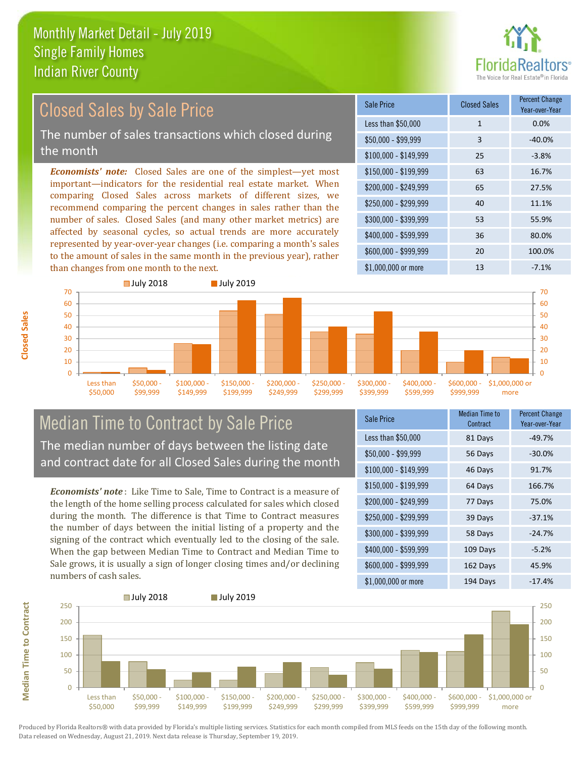# Monthly Market Detail - July 2019
## Single Family Homes
## Indian River County

## Closed Sales by Sale Price

The number of sales transactions which closed during the month

***Economists' note:*** Closed Sales are one of the simplest—yet most important—indicators for the residential real estate market. When comparing Closed Sales across markets of different sizes, we recommend comparing the percent changes in sales rather than the number of sales. Closed Sales (and many other market metrics) are affected by seasonal cycles, so actual trends are more accurately represented by year-over-year changes (i.e. comparing a month's sales to the amount of sales in the same month in the previous year), rather than changes from one month to the next.

| Sale Price | Closed Sales | Percent Change Year-over-Year |
| --- | --- | --- |
| Less than $50,000 | 1 | 0.0% |
| $50,000 - $99,999 | 3 | -40.0% |
| $100,000 - $149,999 | 25 | -3.8% |
| $150,000 - $199,999 | 63 | 16.7% |
| $200,000 - $249,999 | 65 | 27.5% |
| $250,000 - $299,999 | 40 | 11.1% |
| $300,000 - $399,999 | 53 | 55.9% |
| $400,000 - $599,999 | 36 | 80.0% |
| $600,000 - $999,999 | 20 | 100.0% |
| $1,000,000 or more | 13 | -7.1% |

## Median Time to Contract by Sale Price

The median number of days between the listing date and contract date for all Closed Sales during the month

***Economists' note*** : Like Time to Sale, Time to Contract is a measure of the length of the home selling process calculated for sales which closed during the month. The difference is that Time to Contract measures the number of days between the initial listing of a property and the signing of the contract which eventually led to the closing of the sale. When the gap between Median Time to Contract and Median Time to Sale grows, it is usually a sign of longer closing times and/or declining numbers of cash sales.

| Sale Price | Median Time to Contract | Percent Change Year-over-Year |
| --- | --- | --- |
| Less than $50,000 | 81 Days | -49.7% |
| $50,000 - $99,999 | 56 Days | -30.0% |
| $100,000 - $149,999 | 46 Days | 91.7% |
| $150,000 - $199,999 | 64 Days | 166.7% |
| $200,000 - $249,999 | 77 Days | 75.0% |
| $250,000 - $299,999 | 39 Days | -37.1% |
| $300,000 - $399,999 | 58 Days | -24.7% |
| $400,000 - $599,999 | 109 Days | -5.2% |
| $600,000 - $999,999 | 162 Days | 45.9% |
| $1,000,000 or more | 194 Days | -17.4% |

Produced by Florida Realtors® with data provided by Florida's multiple listing services. Statistics for each month compiled from MLS feeds on the 15th day of the following month. Data released on Wednesday, August 21, 2019. Next data release is Thursday, September 19, 2019.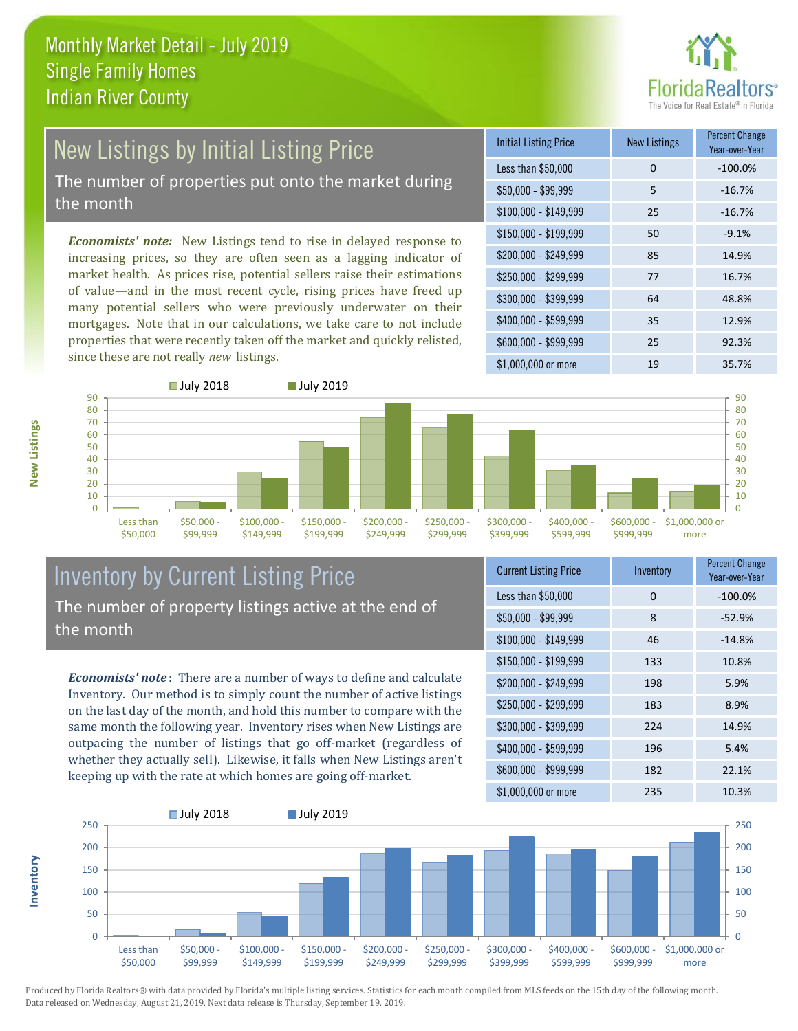# Monthly Market Detail - July 2019
## Single Family Homes
## Indian River County

FloridaRealtors® The Voice for Real Estate® in Florida

## New Listings by Initial Listing Price

The number of properties put onto the market during the month

***Economists' note:*** New Listings tend to rise in delayed response to increasing prices, so they are often seen as a lagging indicator of market health. As prices rise, potential sellers raise their estimations of value—and in the most recent cycle, rising prices have freed up many potential sellers who were previously underwater on their mortgages. Note that in our calculations, we take care to not include properties that were recently taken off the market and quickly relisted, since these are not really *new* listings.

| Initial Listing Price | New Listings | Percent Change Year-over-Year |
|---|---|---|
| Less than $50,000 | 0 | -100.0% |
| $50,000 - $99,999 | 5 | -16.7% |
| $100,000 - $149,999 | 25 | -16.7% |
| $150,000 - $199,999 | 50 | -9.1% |
| $200,000 - $249,999 | 85 | 14.9% |
| $250,000 - $299,999 | 77 | 16.7% |
| $300,000 - $399,999 | 64 | 48.8% |
| $400,000 - $599,999 | 35 | 12.9% |
| $600,000 - $999,999 | 25 | 92.3% |
| $1,000,000 or more | 19 | 35.7% |

## Inventory by Current Listing Price

The number of property listings active at the end of the month

***Economists' note***: There are a number of ways to define and calculate Inventory. Our method is to simply count the number of active listings on the last day of the month, and hold this number to compare with the same month the following year. Inventory rises when New Listings are outpacing the number of listings that go off-market (regardless of whether they actually sell). Likewise, it falls when New Listings aren't keeping up with the rate at which homes are going off-market.

| Current Listing Price | Inventory | Percent Change Year-over-Year |
|---|---|---|
| Less than $50,000 | 0 | -100.0% |
| $50,000 - $99,999 | 8 | -52.9% |
| $100,000 - $149,999 | 46 | -14.8% |
| $150,000 - $199,999 | 133 | 10.8% |
| $200,000 - $249,999 | 198 | 5.9% |
| $250,000 - $299,999 | 183 | 8.9% |
| $300,000 - $399,999 | 224 | 14.9% |
| $400,000 - $599,999 | 196 | 5.4% |
| $600,000 - $999,999 | 182 | 22.1% |
| $1,000,000 or more | 235 | 10.3% |

Produced by Florida Realtors® with data provided by Florida's multiple listing services. Statistics for each month compiled from MLS feeds on the 15th day of the following month. Data released on Wednesday, August 21, 2019. Next data release is Thursday, September 19, 2019.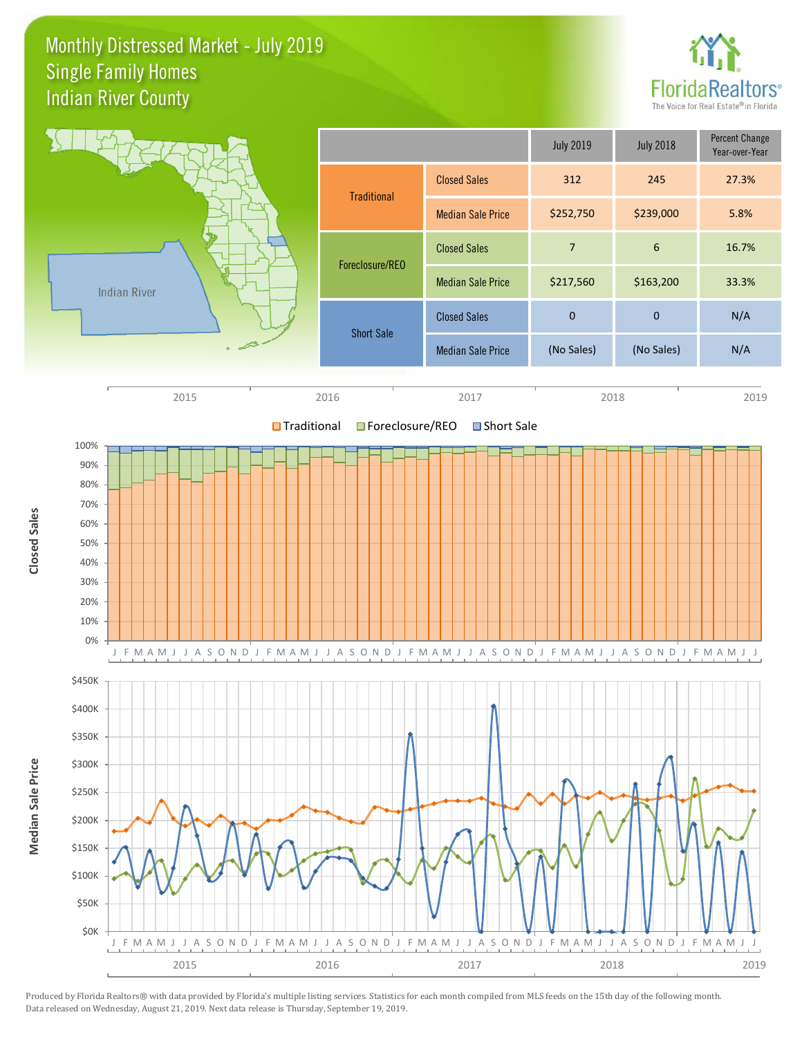# Monthly Distressed Market - July 2019
## Single Family Homes
## Indian River County

FloridaRealtors®
The Voice for Real Estate® in Florida

Indian River

| | | July 2019 | July 2018 | Percent Change Year-over-Year |
|---|---|---|---|---|
| Traditional | Closed Sales | 312 | 245 | 27.3% |
| | Median Sale Price | $252,750 | $239,000 | 5.8% |
| Foreclosure/REO | Closed Sales | 7 | 6 | 16.7% |
| | Median Sale Price | $217,560 | $163,200 | 33.3% |
| Short Sale | Closed Sales | 0 | 0 | N/A |
| | Median Sale Price | (No Sales) | (No Sales) | N/A |

2015 2016 2017 2018 2019

Traditional  Foreclosure/REO  Short Sale

Closed Sales

100% 90% 80% 70% 60% 50% 40% 30% 20% 10% 0%

J F M A M J J A S O N D J F M A M J J A S O N D J F M A M J J A S O N D J F M A M J J A S O N D J F M A M J J

Median Sale Price

$450K $400K $350K $300K $250K $200K $150K $100K $50K $0K

J F M A M J J A S O N D J F M A M J J A S O N D J F M A M J J A S O N D J F M A M J J A S O N D J F M A M J J

2015 2016 2017 2018 2019

Produced by Florida Realtors® with data provided by Florida's multiple listing services. Statistics for each month compiled from MLS feeds on the 15th day of the following month. Data released on Wednesday, August 21, 2019. Next data release is Thursday, September 19, 2019.